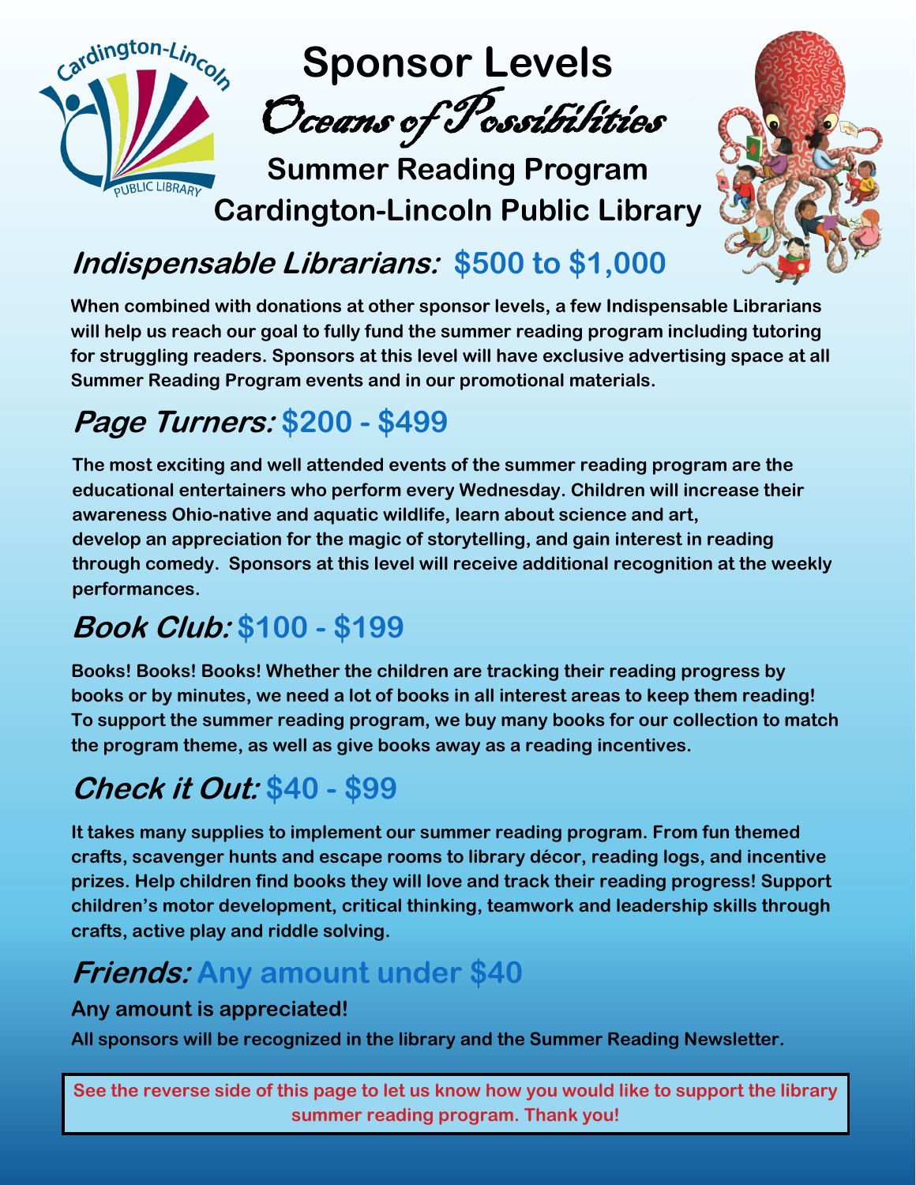# Sponsor Levels

## *Oceans of Possibilities*

## Summer Reading Program

## Cardington-Lincoln Public Library

## *Indispensable Librarians:* $500 to $1,000

**When combined with donations at other sponsor levels, a few Indispensable Librarians will help us reach our goal to fully fund the summer reading program including tutoring for struggling readers. Sponsors at this level will have exclusive advertising space at all Summer Reading Program events and in our promotional materials.**

## *Page Turners:* $200 - $499

**The most exciting and well attended events of the summer reading program are the educational entertainers who perform every Wednesday. Children will increase their awareness Ohio-native and aquatic wildlife, learn about science and art, develop an appreciation for the magic of storytelling, and gain interest in reading through comedy. Sponsors at this level will receive additional recognition at the weekly performances.**

## *Book Club:* $100 - $199

**Books! Books! Books! Whether the children are tracking their reading progress by books or by minutes, we need a lot of books in all interest areas to keep them reading! To support the summer reading program, we buy many books for our collection to match the program theme, as well as give books away as a reading incentives.**

## *Check it Out:* $40 - $99

**It takes many supplies to implement our summer reading program. From fun themed crafts, scavenger hunts and escape rooms to library décor, reading logs, and incentive prizes. Help children find books they will love and track their reading progress! Support children's motor development, critical thinking, teamwork and leadership skills through crafts, active play and riddle solving.**

## *Friends:* Any amount under $40

**Any amount is appreciated!**

**All sponsors will be recognized in the library and the Summer Reading Newsletter.**

**See the reverse side of this page to let us know how you would like to support the library summer reading program. Thank you!**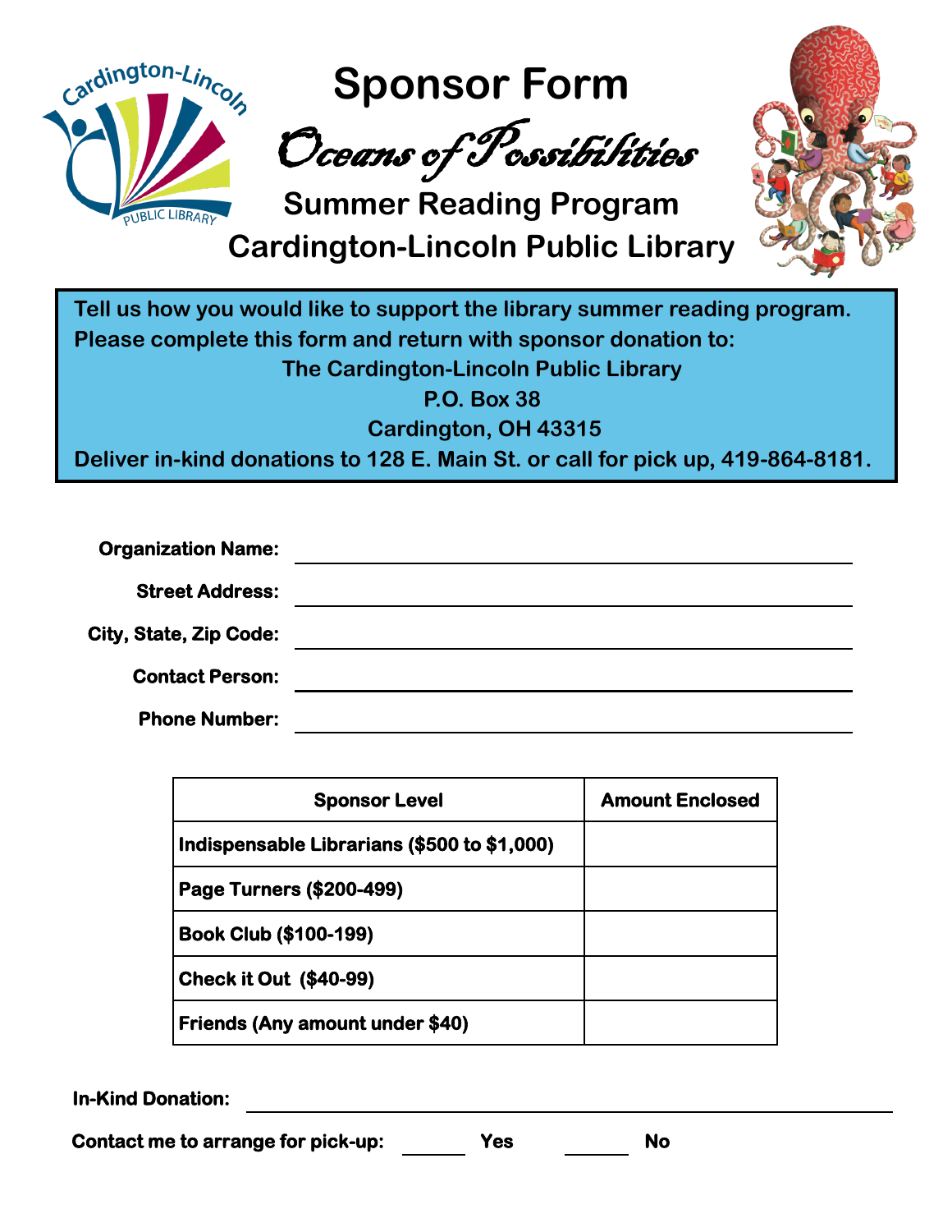# Sponsor Form

## *Oceans of Possibilities*

## Summer Reading Program

## Cardington-Lincoln Public Library

**Tell us how you would like to support the library summer reading program.**
**Please complete this form and return with sponsor donation to:**

**The Cardington-Lincoln Public Library**
**P.O. Box 38**
**Cardington, OH 43315**

**Deliver in-kind donations to 128 E. Main St. or call for pick up, 419-864-8181.**

**Organization Name:** ______________________________

**Street Address:** ______________________________

**City, State, Zip Code:** ______________________________

**Contact Person:** ______________________________

**Phone Number:** ______________________________

| Sponsor Level | Amount Enclosed |
|---|---|
| **Indispensable Librarians ($500 to $1,000)** | |
| **Page Turners ($200-499)** | |
| **Book Club ($100-199)** | |
| **Check it Out ($40-99)** | |
| **Friends (Any amount under $40)** | |

**In-Kind Donation:** ______________________________

**Contact me to arrange for pick-up:** _______ **Yes** _______ **No**